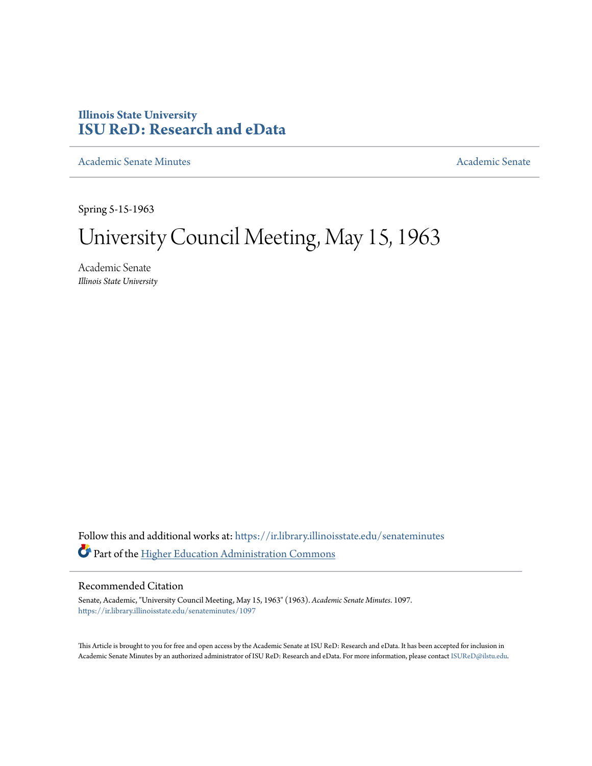**Illinois State University**
**ISU ReD: Research and eData**

Academic Senate Minutes | Academic Senate

Spring 5-15-1963

# University Council Meeting, May 15, 1963

Academic Senate
*Illinois State University*

Follow this and additional works at: https://ir.library.illinoisstate.edu/senateminutes

Part of the Higher Education Administration Commons

## Recommended Citation

Senate, Academic, "University Council Meeting, May 15, 1963" (1963). *Academic Senate Minutes*. 1097.
https://ir.library.illinoisstate.edu/senateminutes/1097

This Article is brought to you for free and open access by the Academic Senate at ISU ReD: Research and eData. It has been accepted for inclusion in Academic Senate Minutes by an authorized administrator of ISU ReD: Research and eData. For more information, please contact ISUReD@ilstu.edu.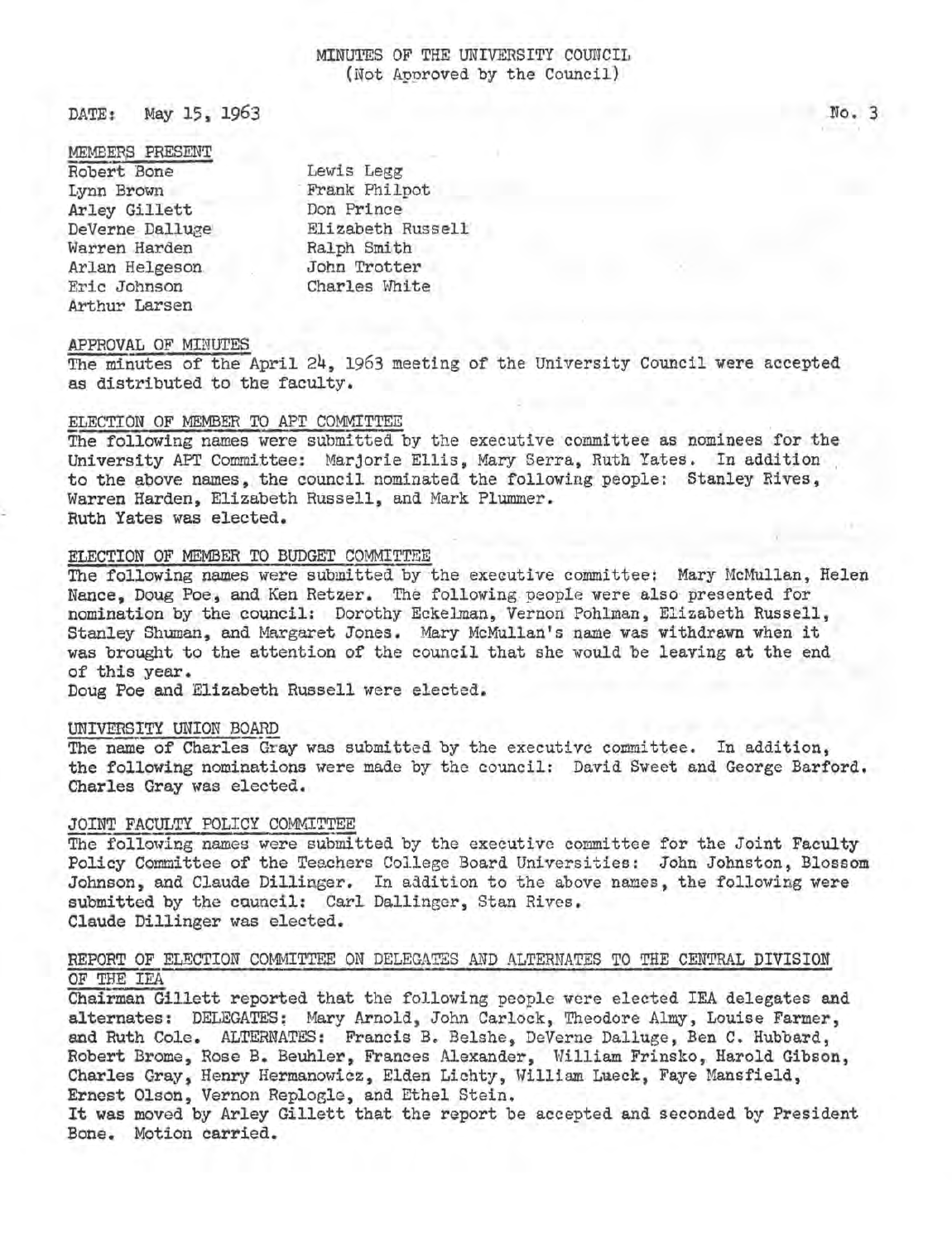MINUTES OF THE UNIVERSITY COUNCIL
(Not Approved by the Council)

DATE: May 15, 1963

No. 3

MEMBERS PRESENT

Robert Bone
Lynn Brown
Arley Gillett
DeVerne Dalluge
Warren Harden
Arlan Helgeson
Eric Johnson
Arthur Larsen
Lewis Legg
Frank Philpot
Don Prince
Elizabeth Russell
Ralph Smith
John Trotter
Charles White

APPROVAL OF MINUTES

The minutes of the April 24, 1963 meeting of the University Council were accepted as distributed to the faculty.

ELECTION OF MEMBER TO APT COMMITTEE

The following names were submitted by the executive committee as nominees for the University APT Committee: Marjorie Ellis, Mary Serra, Ruth Yates. In addition to the above names, the council nominated the following people: Stanley Rives, Warren Harden, Elizabeth Russell, and Mark Plummer.
Ruth Yates was elected.

ELECTION OF MEMBER TO BUDGET COMMITTEE

The following names were submitted by the executive committee: Mary McMullan, Helen Nance, Doug Poe, and Ken Retzer. The following people were also presented for nomination by the council: Dorothy Eckelman, Vernon Pohlman, Elizabeth Russell, Stanley Shuman, and Margaret Jones. Mary McMullan's name was withdrawn when it was brought to the attention of the council that she would be leaving at the end of this year.
Doug Poe and Elizabeth Russell were elected.

UNIVERSITY UNION BOARD

The name of Charles Gray was submitted by the executive committee. In addition, the following nominations were made by the council: David Sweet and George Barford.
Charles Gray was elected.

JOINT FACULTY POLICY COMMITTEE

The following names were submitted by the executive committee for the Joint Faculty Policy Committee of the Teachers College Board Universities: John Johnston, Blossom Johnson, and Claude Dillinger. In addition to the above names, the following were submitted by the council: Carl Dallinger, Stan Rives.
Claude Dillinger was elected.

REPORT OF ELECTION COMMITTEE ON DELEGATES AND ALTERNATES TO THE CENTRAL DIVISION OF THE IEA

Chairman Gillett reported that the following people were elected IEA delegates and alternates: DELEGATES: Mary Arnold, John Carlock, Theodore Almy, Louise Farmer, and Ruth Cole. ALTERNATES: Francis B. Belshe, DeVerne Dalluge, Ben C. Hubbard, Robert Brome, Rose B. Beuhler, Frances Alexander, William Frinsko, Harold Gibson, Charles Gray, Henry Hermanowicz, Elden Lichty, William Lueck, Faye Mansfield, Ernest Olson, Vernon Replogle, and Ethel Stein.
It was moved by Arley Gillett that the report be accepted and seconded by President Bone. Motion carried.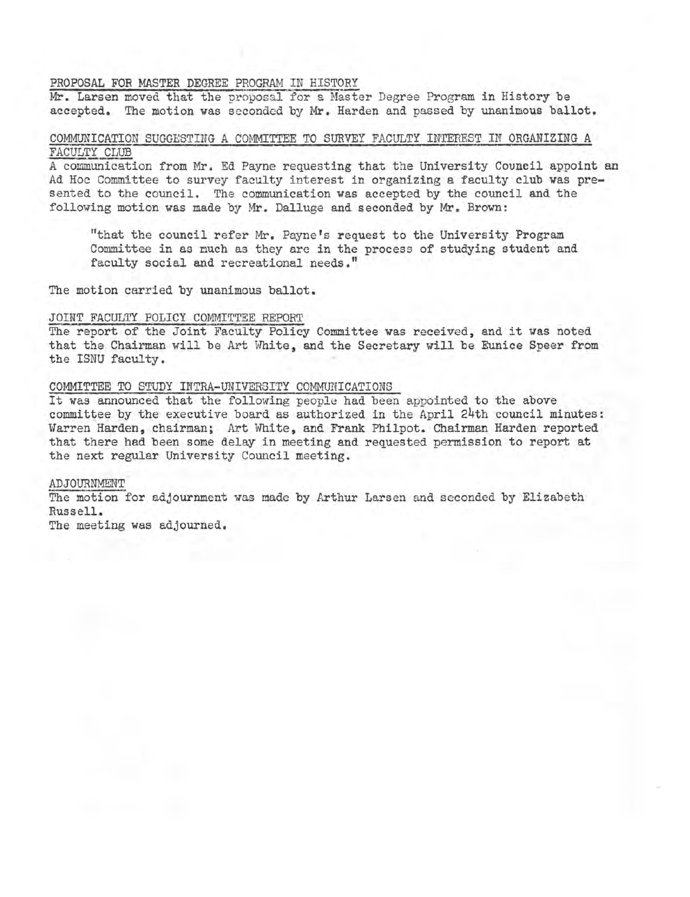PROPOSAL FOR MASTER DEGREE PROGRAM IN HISTORY

Mr. Larsen moved that the proposal for a Master Degree Program in History be accepted. The motion was seconded by Mr. Harden and passed by unanimous ballot.

COMMUNICATION SUGGESTING A COMMITTEE TO SURVEY FACULTY INTEREST IN ORGANIZING A FACULTY CLUB

A communication from Mr. Ed Payne requesting that the University Council appoint an Ad Hoc Committee to survey faculty interest in organizing a faculty club was presented to the council. The communication was accepted by the council and the following motion was made by Mr. Dalluge and seconded by Mr. Brown:

> "that the council refer Mr. Payne's request to the University Program Committee in as much as they are in the process of studying student and faculty social and recreational needs."

The motion carried by unanimous ballot.

JOINT FACULTY POLICY COMMITTEE REPORT

The report of the Joint Faculty Policy Committee was received, and it was noted that the Chairman will be Art White, and the Secretary will be Eunice Speer from the ISNU faculty.

COMMITTEE TO STUDY INTRA-UNIVERSITY COMMUNICATIONS

It was announced that the following people had been appointed to the above committee by the executive board as authorized in the April 24th council minutes: Warren Harden, chairman; Art White, and Frank Philpot. Chairman Harden reported that there had been some delay in meeting and requested permission to report at the next regular University Council meeting.

ADJOURNMENT

The motion for adjournment was made by Arthur Larsen and seconded by Elizabeth Russell.

The meeting was adjourned.